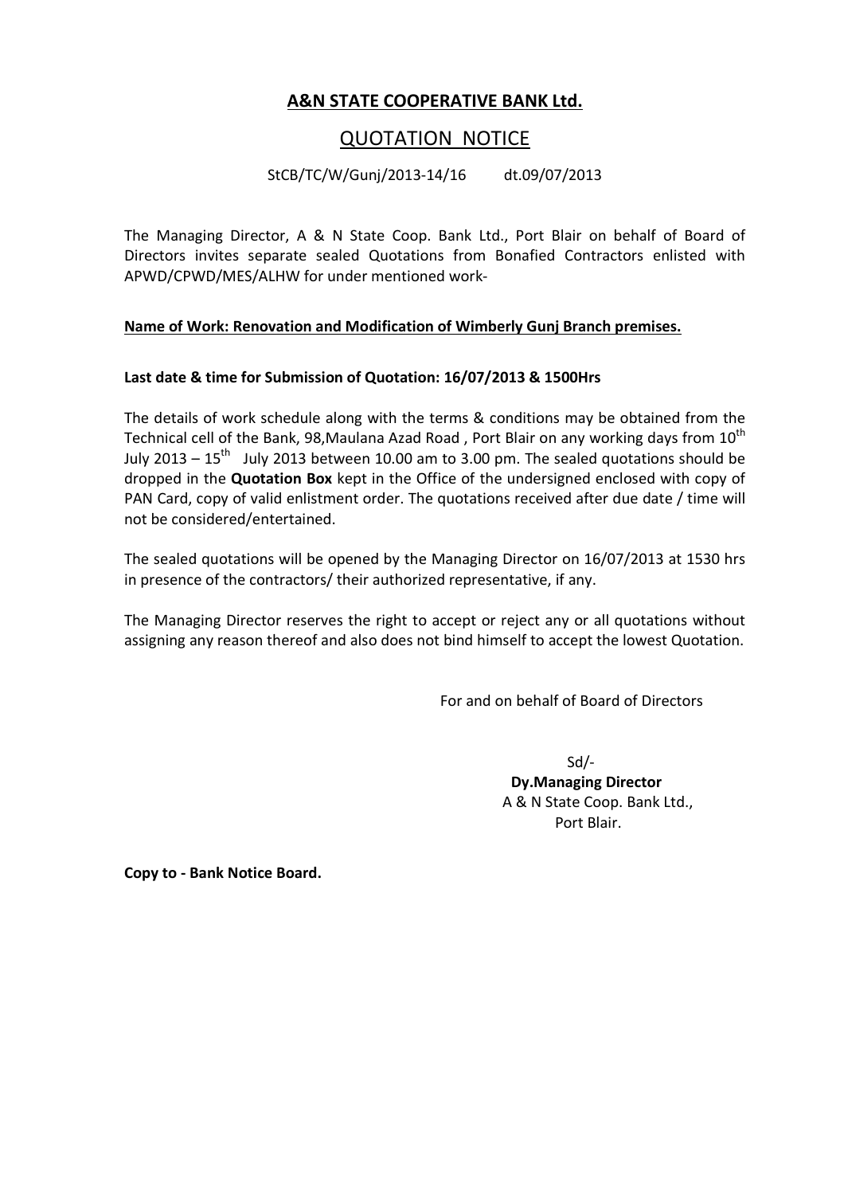# A&N STATE COOPERATIVE BANK Ltd.

## QUOTATION NOTICE

StCB/TC/W/Gunj/2013-14/16 dt.09/07/2013

The Managing Director, A & N State Coop. Bank Ltd., Port Blair on behalf of Board of Directors invites separate sealed Quotations from Bonafied Contractors enlisted with APWD/CPWD/MES/ALHW for under mentioned work-

**Name of Work: Renovation and Modification of Wimberly Gunj Branch premises.**

**Last date & time for Submission of Quotation: 16/07/2013 & 1500Hrs**

The details of work schedule along with the terms & conditions may be obtained from the Technical cell of the Bank, 98,Maulana Azad Road , Port Blair on any working days from 10th July 2013 – 15th July 2013 between 10.00 am to 3.00 pm. The sealed quotations should be dropped in the **Quotation Box** kept in the Office of the undersigned enclosed with copy of PAN Card, copy of valid enlistment order. The quotations received after due date / time will not be considered/entertained.

The sealed quotations will be opened by the Managing Director on 16/07/2013 at 1530 hrs in presence of the contractors/ their authorized representative, if any.

The Managing Director reserves the right to accept or reject any or all quotations without assigning any reason thereof and also does not bind himself to accept the lowest Quotation.

For and on behalf of Board of Directors

Sd/-
**Dy.Managing Director**
A & N State Coop. Bank Ltd.,
Port Blair.

**Copy to - Bank Notice Board.**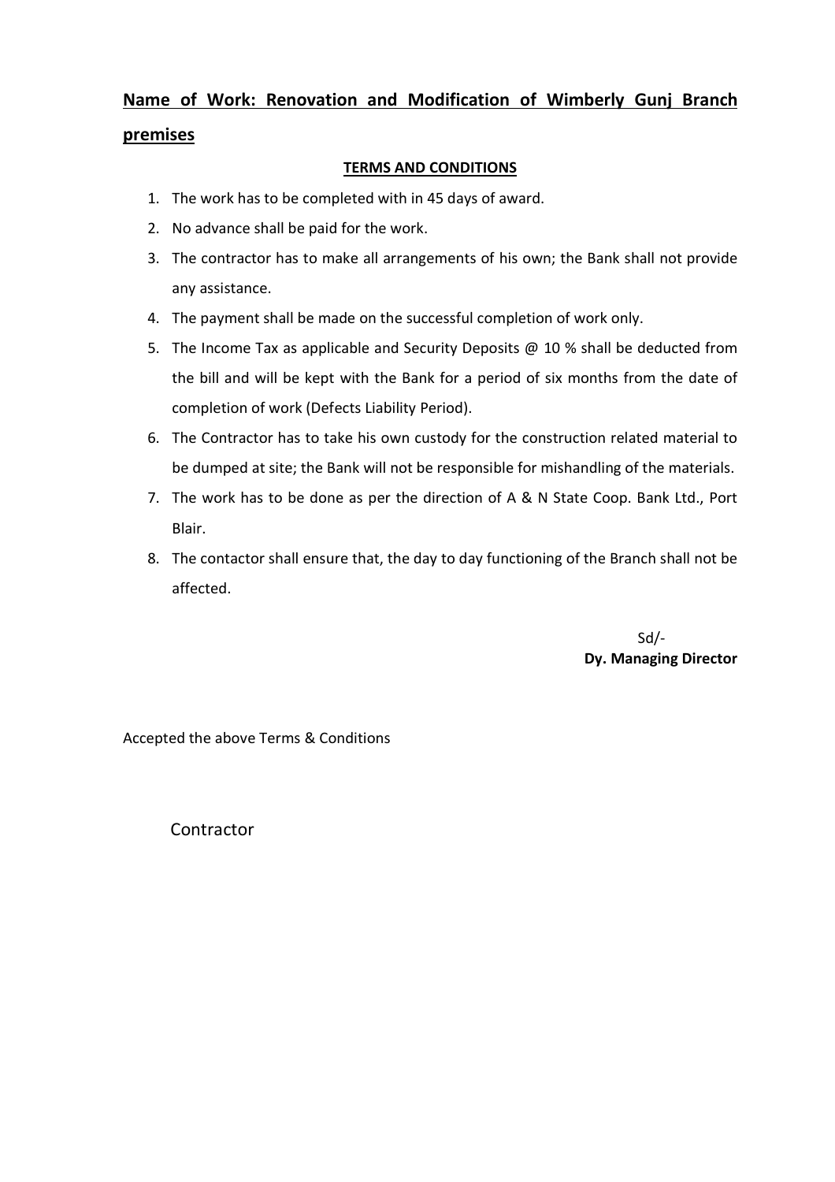**Name of Work: Renovation and Modification of Wimberly Gunj Branch premises**

**TERMS AND CONDITIONS**

1. The work has to be completed with in 45 days of award.
2. No advance shall be paid for the work.
3. The contractor has to make all arrangements of his own; the Bank shall not provide any assistance.
4. The payment shall be made on the successful completion of work only.
5. The Income Tax as applicable and Security Deposits @ 10 % shall be deducted from the bill and will be kept with the Bank for a period of six months from the date of completion of work (Defects Liability Period).
6. The Contractor has to take his own custody for the construction related material to be dumped at site; the Bank will not be responsible for mishandling of the materials.
7. The work has to be done as per the direction of A & N State Coop. Bank Ltd., Port Blair.
8. The contactor shall ensure that, the day to day functioning of the Branch shall not be affected.

Sd/-
**Dy. Managing Director**

Accepted the above Terms & Conditions

Contractor